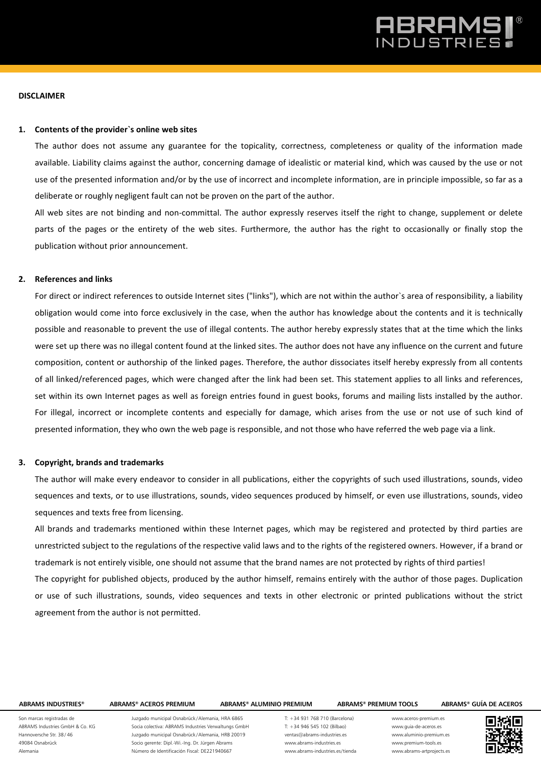**DISCLAIMER**

**1. Contents of the provider`s online web sites**

The author does not assume any guarantee for the topicality, correctness, completeness or quality of the information made available. Liability claims against the author, concerning damage of idealistic or material kind, which was caused by the use or not use of the presented information and/or by the use of incorrect and incomplete information, are in principle impossible, so far as a deliberate or roughly negligent fault can not be proven on the part of the author.

All web sites are not binding and non-committal. The author expressly reserves itself the right to change, supplement or delete parts of the pages or the entirety of the web sites. Furthermore, the author has the right to occasionally or finally stop the publication without prior announcement.

**2. References and links**

For direct or indirect references to outside Internet sites ("links"), which are not within the author`s area of responsibility, a liability obligation would come into force exclusively in the case, when the author has knowledge about the contents and it is technically possible and reasonable to prevent the use of illegal contents. The author hereby expressly states that at the time which the links were set up there was no illegal content found at the linked sites. The author does not have any influence on the current and future composition, content or authorship of the linked pages. Therefore, the author dissociates itself hereby expressly from all contents of all linked/referenced pages, which were changed after the link had been set. This statement applies to all links and references, set within its own Internet pages as well as foreign entries found in guest books, forums and mailing lists installed by the author. For illegal, incorrect or incomplete contents and especially for damage, which arises from the use or not use of such kind of presented information, they who own the web page is responsible, and not those who have referred the web page via a link.

**3. Copyright, brands and trademarks**

The author will make every endeavor to consider in all publications, either the copyrights of such used illustrations, sounds, video sequences and texts, or to use illustrations, sounds, video sequences produced by himself, or even use illustrations, sounds, video sequences and texts free from licensing.

All brands and trademarks mentioned within these Internet pages, which may be registered and protected by third parties are unrestricted subject to the regulations of the respective valid laws and to the rights of the registered owners. However, if a brand or trademark is not entirely visible, one should not assume that the brand names are not protected by rights of third parties!

The copyright for published objects, produced by the author himself, remains entirely with the author of those pages. Duplication or use of such illustrations, sounds, video sequences and texts in other electronic or printed publications without the strict agreement from the author is not permitted.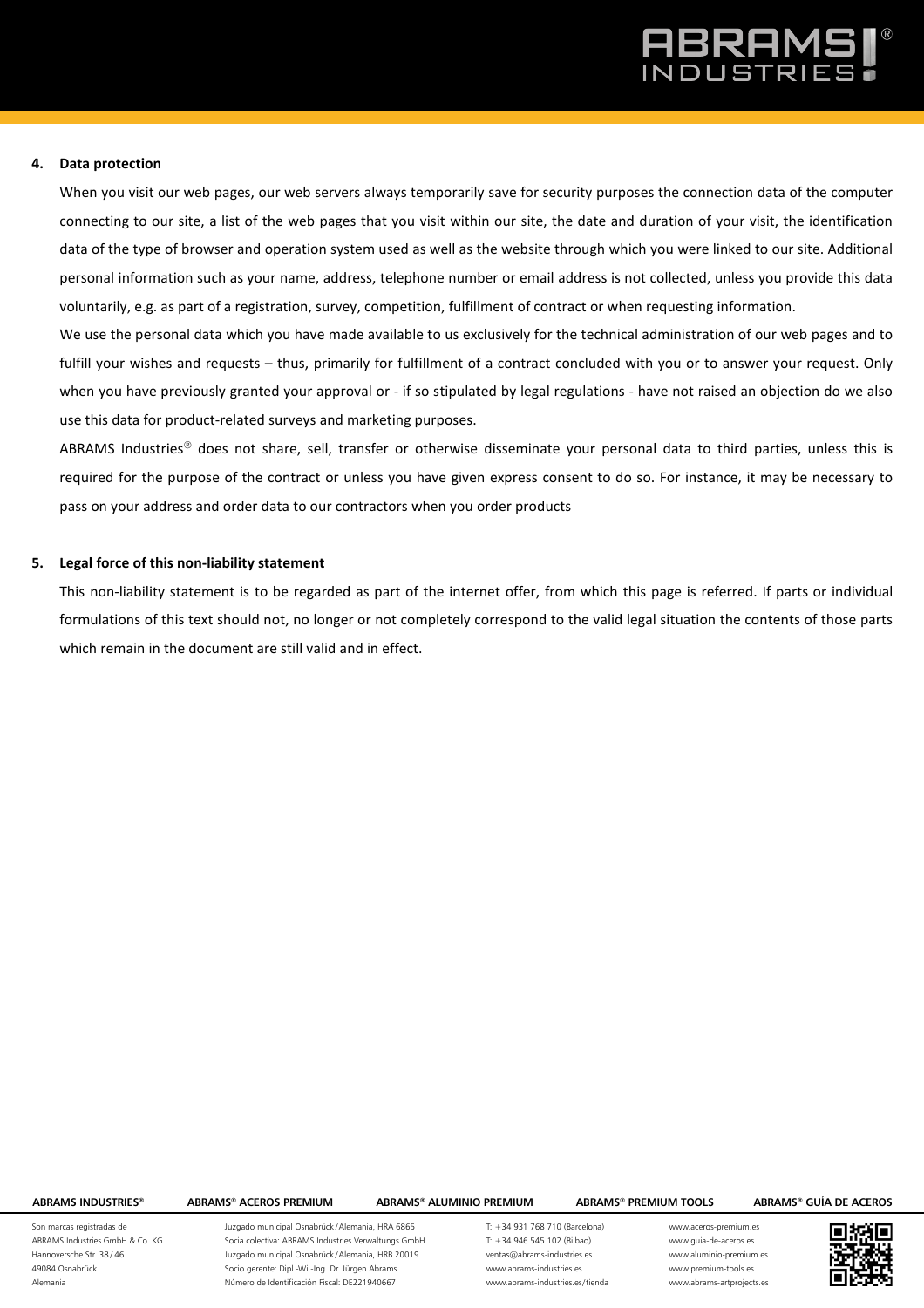## 4. Data protection

When you visit our web pages, our web servers always temporarily save for security purposes the connection data of the computer connecting to our site, a list of the web pages that you visit within our site, the date and duration of your visit, the identification data of the type of browser and operation system used as well as the website through which you were linked to our site. Additional personal information such as your name, address, telephone number or email address is not collected, unless you provide this data voluntarily, e.g. as part of a registration, survey, competition, fulfillment of contract or when requesting information.

We use the personal data which you have made available to us exclusively for the technical administration of our web pages and to fulfill your wishes and requests – thus, primarily for fulfillment of a contract concluded with you or to answer your request. Only when you have previously granted your approval or - if so stipulated by legal regulations - have not raised an objection do we also use this data for product-related surveys and marketing purposes.

ABRAMS Industries® does not share, sell, transfer or otherwise disseminate your personal data to third parties, unless this is required for the purpose of the contract or unless you have given express consent to do so. For instance, it may be necessary to pass on your address and order data to our contractors when you order products

## 5. Legal force of this non-liability statement

This non-liability statement is to be regarded as part of the internet offer, from which this page is referred. If parts or individual formulations of this text should not, no longer or not completely correspond to the valid legal situation the contents of those parts which remain in the document are still valid and in effect.